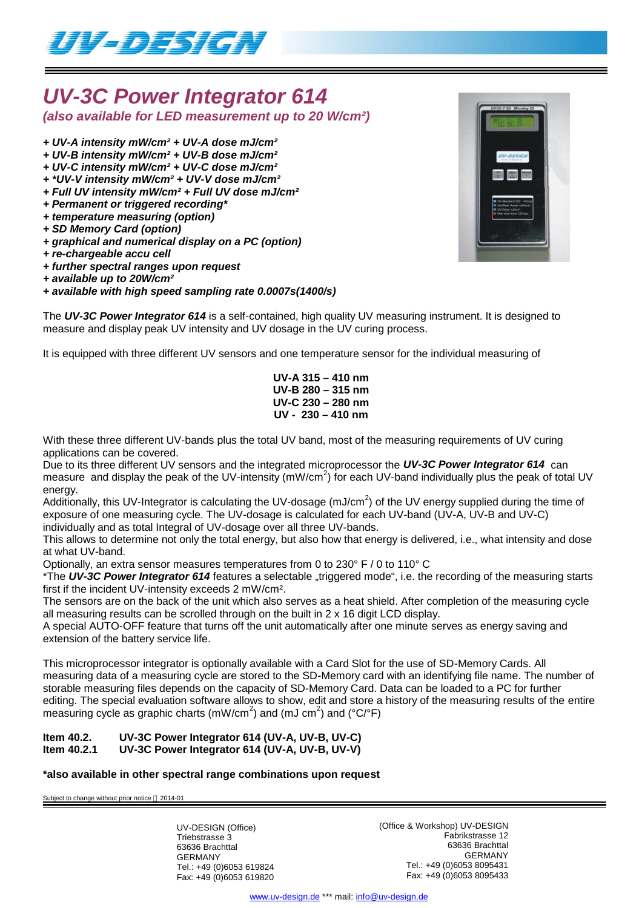# UV-3C Power Integrator 614

***(also available for LED measurement up to 20 W/cm²)***

- ***+ UV-A intensity mW/cm² + UV-A dose mJ/cm²***
- ***+ UV-B intensity mW/cm² + UV-B dose mJ/cm²***
- ***+ UV-C intensity mW/cm² + UV-C dose mJ/cm²***
- ***+ *UV-V intensity mW/cm² + UV-V dose mJ/cm²***
- ***+ Full UV intensity mW/cm² + Full UV dose mJ/cm²***
- ***+ Permanent or triggered recording****
- ***+ temperature measuring (option)***
- ***+ SD Memory Card (option)***
- ***+ graphical and numerical display on a PC (option)***
- ***+ re-chargeable accu cell***
- ***+ further spectral ranges upon request***
- ***+ available up to 20W/cm²***
- ***+ available with high speed sampling rate 0.0007s(1400/s)***

The ***UV-3C Power Integrator 614*** is a self-contained, high quality UV measuring instrument. It is designed to measure and display peak UV intensity and UV dosage in the UV curing process.

It is equipped with three different UV sensors and one temperature sensor for the individual measuring of

**UV-A 315 – 410 nm**
**UV-B 280 – 315 nm**
**UV-C 230 – 280 nm**
**UV - 230 – 410 nm**

With these three different UV-bands plus the total UV band, most of the measuring requirements of UV curing applications can be covered.
Due to its three different UV sensors and the integrated microprocessor the ***UV-3C Power Integrator 614*** can measure and display the peak of the UV-intensity (mW/cm$^2$) for each UV-band individually plus the peak of total UV energy.
Additionally, this UV-Integrator is calculating the UV-dosage (mJ/cm$^2$) of the UV energy supplied during the time of exposure of one measuring cycle. The UV-dosage is calculated for each UV-band (UV-A, UV-B and UV-C) individually and as total Integral of UV-dosage over all three UV-bands.
This allows to determine not only the total energy, but also how that energy is delivered, i.e., what intensity and dose at what UV-band.
Optionally, an extra sensor measures temperatures from 0 to 230° F / 0 to 110° C
*The ***UV-3C Power Integrator 614*** features a selectable „triggered mode", i.e. the recording of the measuring starts first if the incident UV-intensity exceeds 2 mW/cm².
The sensors are on the back of the unit which also serves as a heat shield. After completion of the measuring cycle all measuring results can be scrolled through on the built in 2 x 16 digit LCD display.
A special AUTO-OFF feature that turns off the unit automatically after one minute serves as energy saving and extension of the battery service life.

This microprocessor integrator is optionally available with a Card Slot for the use of SD-Memory Cards. All measuring data of a measuring cycle are stored to the SD-Memory card with an identifying file name. The number of storable measuring files depends on the capacity of SD-Memory Card. Data can be loaded to a PC for further editing. The special evaluation software allows to show, edit and store a history of the measuring results of the entire measuring cycle as graphic charts (mW/cm$^2$) and (mJ cm$^2$) and (°C/°F)

**Item 40.2. UV-3C Power Integrator 614 (UV-A, UV-B, UV-C)**
**Item 40.2.1 UV-3C Power Integrator 614 (UV-A, UV-B, UV-V)**

***also available in other spectral range combinations upon request**

Subject to change without prior notice 2014-01

UV-DESIGN (Office)
Triebstrasse 3
63636 Brachttal
GERMANY
Tel.: +49 (0)6053 619824
Fax: +49 (0)6053 619820

(Office & Workshop) UV-DESIGN
Fabrikstrasse 12
63636 Brachttal
GERMANY
Tel.: +49 (0)6053 8095431
Fax: +49 (0)6053 8095433

www.uv-design.de *** mail: info@uv-design.de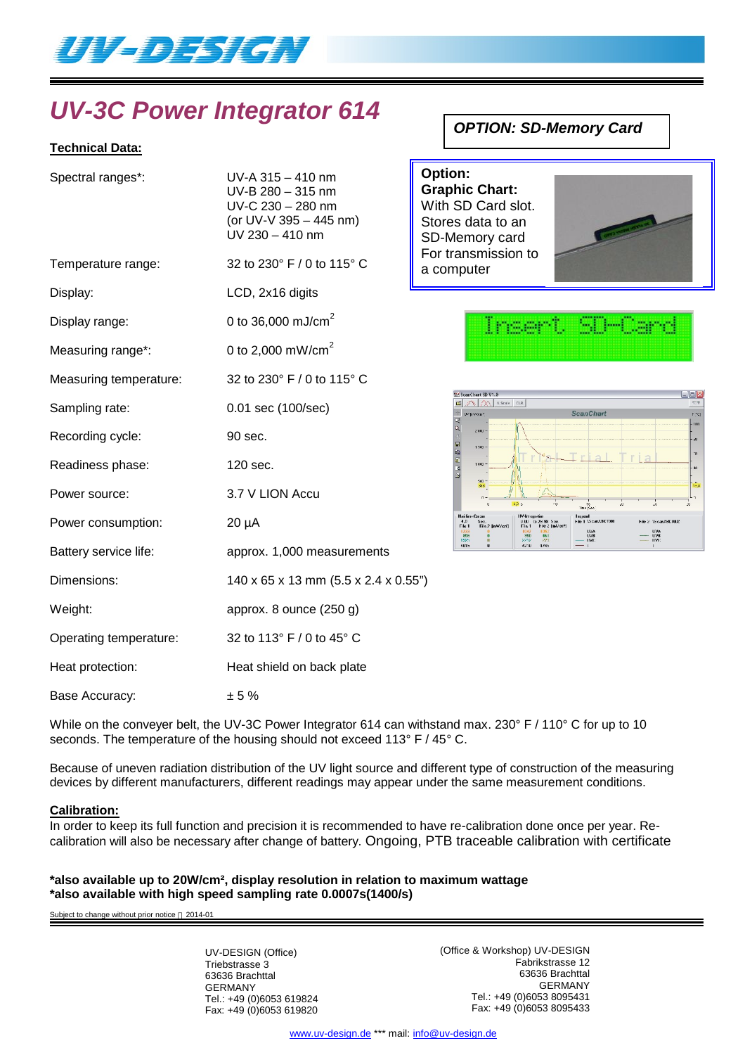# UV-3C Power Integrator 614

## OPTION: SD-Memory Card

**Option:**
**Graphic Chart:**
With SD Card slot.
Stores data to an SD-Memory card
For transmission to a computer

**Technical Data:**

| | |
|---|---|
| Spectral ranges*: | UV-A 315 – 410 nm<br>UV-B 280 – 315 nm<br>UV-C 230 – 280 nm<br>(or UV-V 395 – 445 nm)<br>UV 230 – 410 nm |
| Temperature range: | 32 to 230° F / 0 to 115° C |
| Display: | LCD, 2x16 digits |
| Display range: | 0 to 36,000 mJ/cm$^2$ |
| Measuring range*: | 0 to 2,000 mW/cm$^2$ |
| Measuring temperature: | 32 to 230° F / 0 to 115° C |
| Sampling rate: | 0.01 sec (100/sec) |
| Recording cycle: | 90 sec. |
| Readiness phase: | 120 sec. |
| Power source: | 3.7 V LION Accu |
| Power consumption: | 20 µA |
| Battery service life: | approx. 1,000 measurements |
| Dimensions: | 140 x 65 x 13 mm (5.5 x 2.4 x 0.55") |
| Weight: | approx. 8 ounce (250 g) |
| Operating temperature: | 32 to 113° F / 0 to 45° C |
| Heat protection: | Heat shield on back plate |
| Base Accuracy: | ± 5 % |

While on the conveyer belt, the UV-3C Power Integrator 614 can withstand max. 230° F / 110° C for up to 10 seconds. The temperature of the housing should not exceed 113° F / 45° C.

Because of uneven radiation distribution of the UV light source and different type of construction of the measuring devices by different manufacturers, different readings may appear under the same measurement conditions.

**Calibration:**
In order to keep its full function and precision it is recommended to have re-calibration done once per year. Re-calibration will also be necessary after change of battery. Ongoing, PTB traceable calibration with certificate

**\*also available up to 20W/cm², display resolution in relation to maximum wattage**
**\*also available with high speed sampling rate 0.0007s(1400/s)**

Subject to change without prior notice 2014-01

UV-DESIGN (Office)
Triebstrasse 3
63636 Brachttal
GERMANY
Tel.: +49 (0)6053 619824
Fax: +49 (0)6053 619820

(Office & Workshop) UV-DESIGN
Fabrikstrasse 12
63636 Brachttal
GERMANY
Tel.: +49 (0)6053 8095431
Fax: +49 (0)6053 8095433

www.uv-design.de *** mail: info@uv-design.de